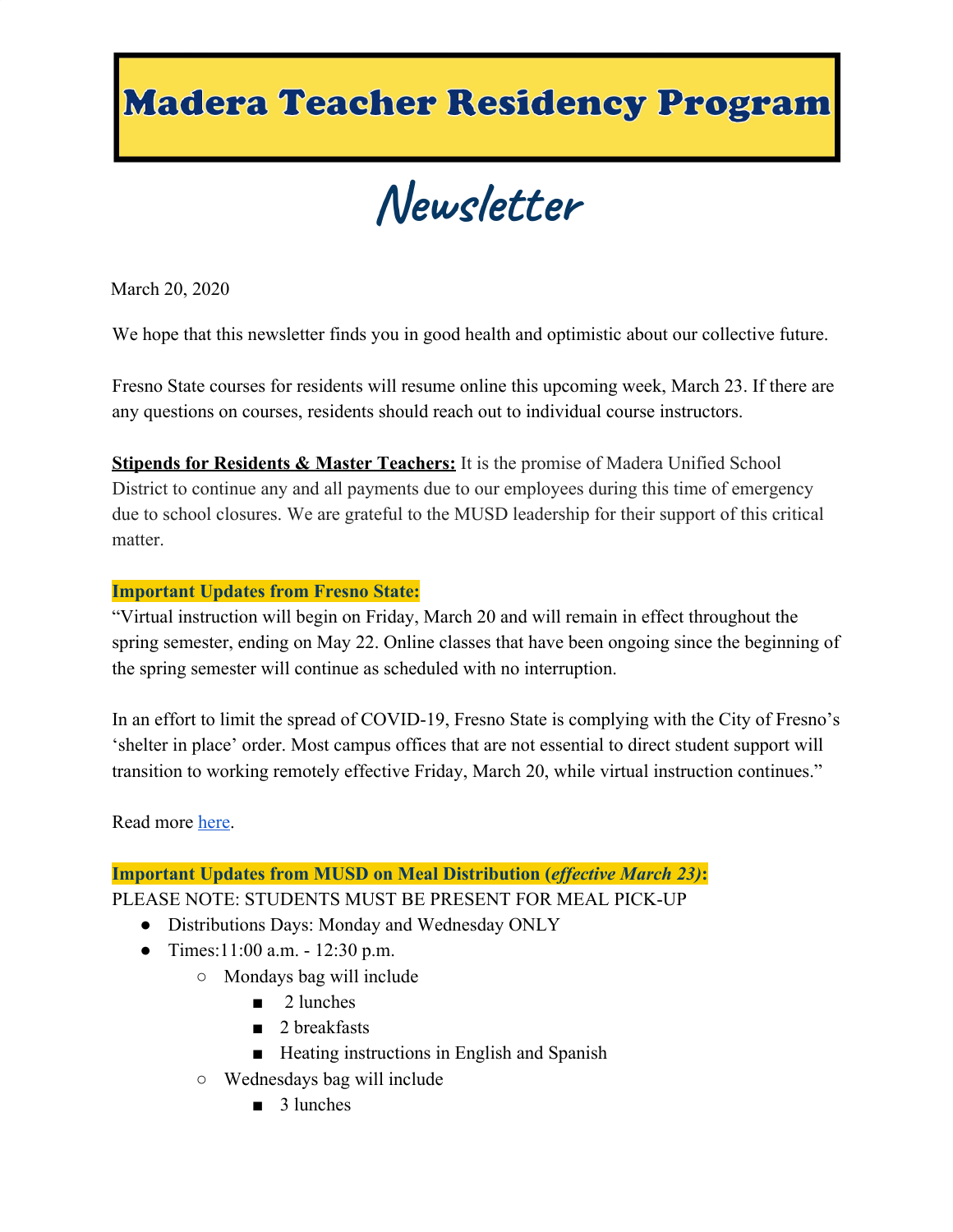# Madera Teacher Residency Program

# Newsletter

March 20, 2020

We hope that this newsletter finds you in good health and optimistic about our collective future.

Fresno State courses for residents will resume online this upcoming week, March 23. If there are any questions on courses, residents should reach out to individual course instructors.

**Stipends for Residents & Master Teachers:** It is the promise of Madera Unified School District to continue any and all payments due to our employees during this time of emergency due to school closures. We are grateful to the MUSD leadership for their support of this critical matter.

**Important Updates from Fresno State:**

"Virtual instruction will begin on Friday, March 20 and will remain in effect throughout the spring semester, ending on May 22. Online classes that have been ongoing since the beginning of the spring semester will continue as scheduled with no interruption.

In an effort to limit the spread of COVID-19, Fresno State is complying with the City of Fresno's 'shelter in place' order. Most campus offices that are not essential to direct student support will transition to working remotely effective Friday, March 20, while virtual instruction continues."

Read more [here](here).

**Important Updates from MUSD on Meal Distribution (*effective March 23)*:**

PLEASE NOTE: STUDENTS MUST BE PRESENT FOR MEAL PICK-UP

- Distributions Days: Monday and Wednesday ONLY
- Times:11:00 a.m. - 12:30 p.m.
  - Mondays bag will include
    - 2 lunches
    - 2 breakfasts
    - Heating instructions in English and Spanish
  - Wednesdays bag will include
    - 3 lunches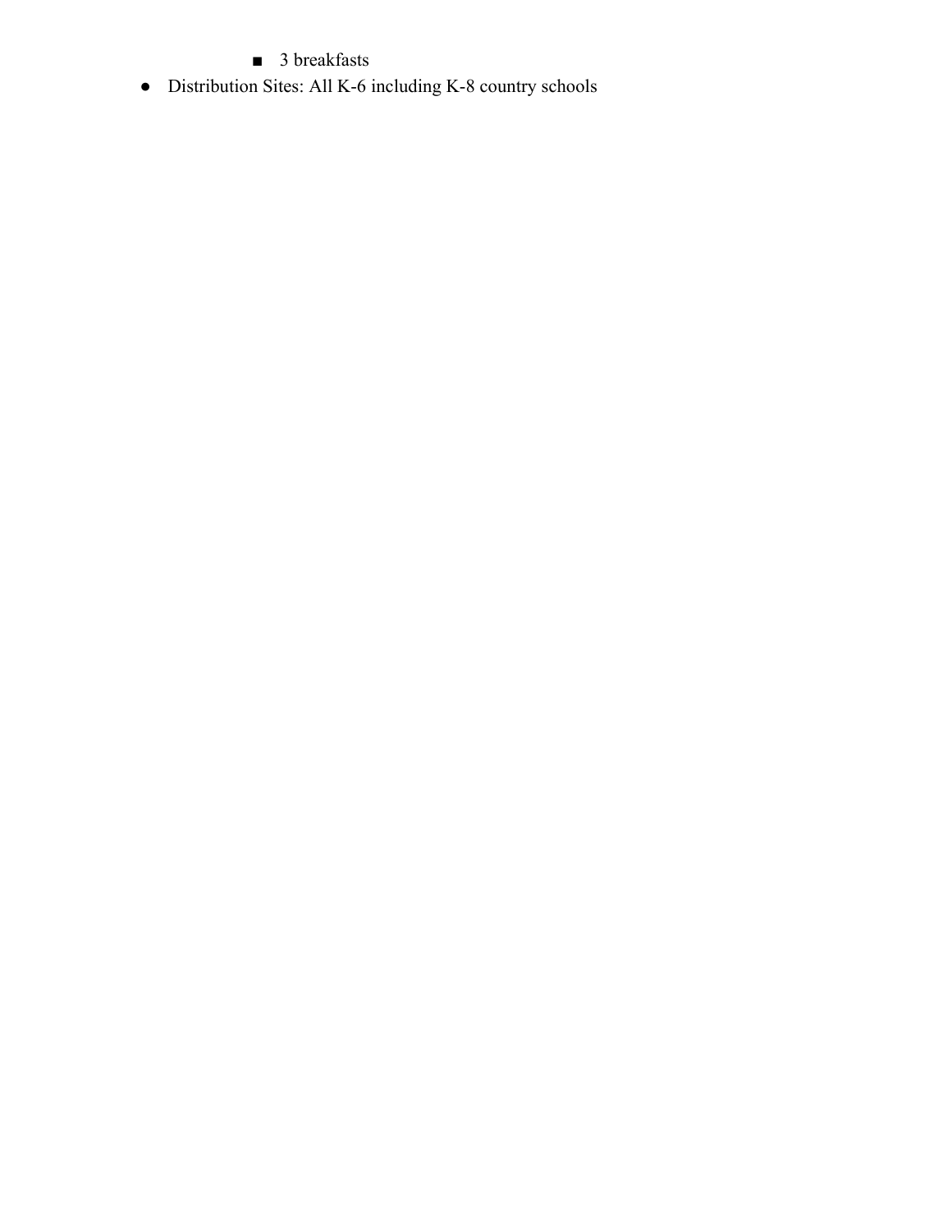- 3 breakfasts
- Distribution Sites: All K-6 including K-8 country schools